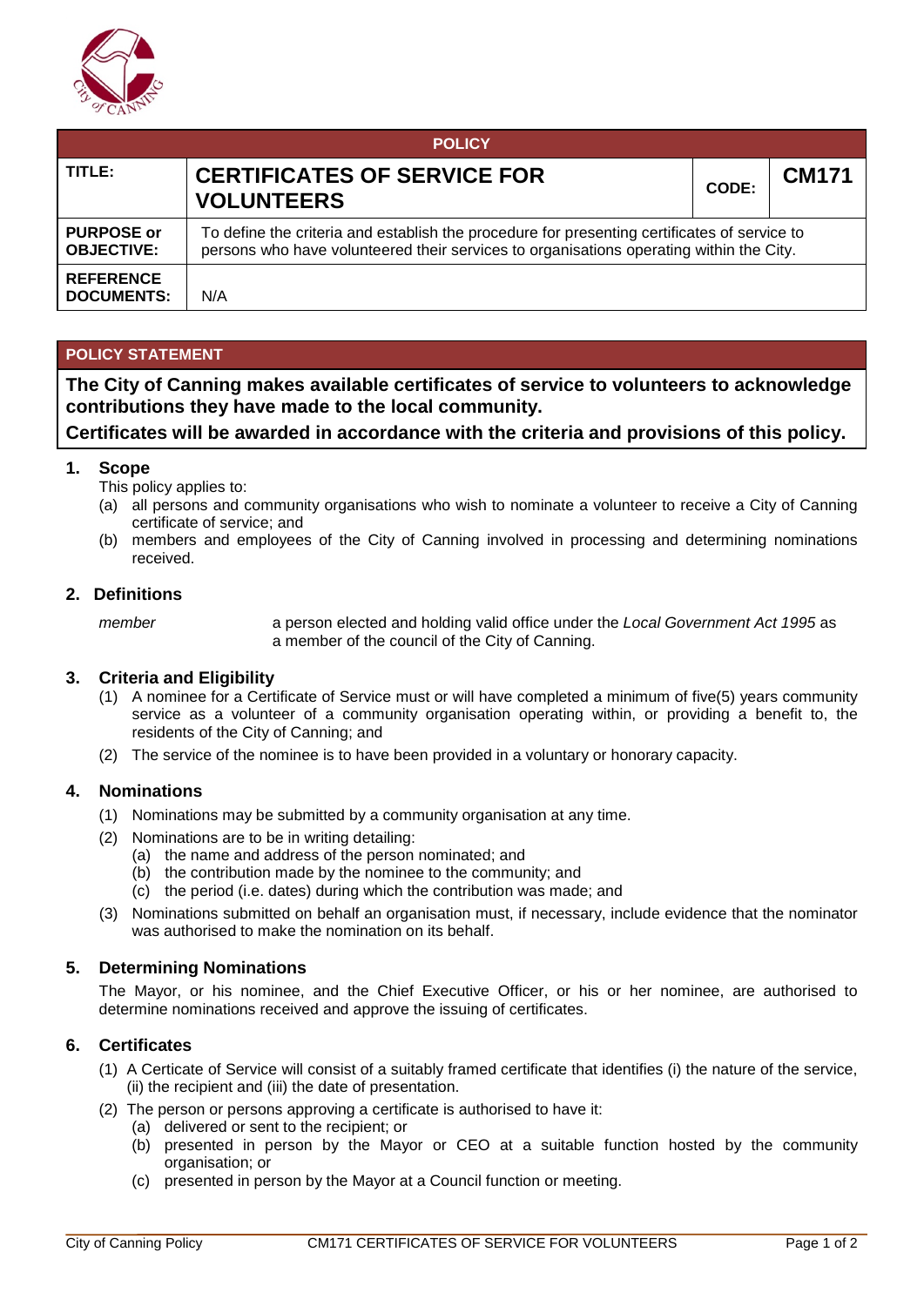| POLICY | | | |
|---|---|---|---|
| **TITLE:** | **CERTIFICATES OF SERVICE FOR VOLUNTEERS** | **CODE:** | **CM171** |
| **PURPOSE or OBJECTIVE:** | To define the criteria and establish the procedure for presenting certificates of service to persons who have volunteered their services to organisations operating within the City. | | |
| **REFERENCE DOCUMENTS:** | N/A | | |

**POLICY STATEMENT**

**The City of Canning makes available certificates of service to volunteers to acknowledge contributions they have made to the local community.**

**Certificates will be awarded in accordance with the criteria and provisions of this policy.**

## 1. Scope

This policy applies to:

(a) all persons and community organisations who wish to nominate a volunteer to receive a City of Canning certificate of service; and

(b) members and employees of the City of Canning involved in processing and determining nominations received.

## 2. Definitions

*member* — a person elected and holding valid office under the *Local Government Act 1995* as a member of the council of the City of Canning.

## 3. Criteria and Eligibility

(1) A nominee for a Certificate of Service must or will have completed a minimum of five(5) years community service as a volunteer of a community organisation operating within, or providing a benefit to, the residents of the City of Canning; and

(2) The service of the nominee is to have been provided in a voluntary or honorary capacity.

## 4. Nominations

(1) Nominations may be submitted by a community organisation at any time.

(2) Nominations are to be in writing detailing:

  (a) the name and address of the person nominated; and

  (b) the contribution made by the nominee to the community; and

  (c) the period (i.e. dates) during which the contribution was made; and

(3) Nominations submitted on behalf an organisation must, if necessary, include evidence that the nominator was authorised to make the nomination on its behalf.

## 5. Determining Nominations

The Mayor, or his nominee, and the Chief Executive Officer, or his or her nominee, are authorised to determine nominations received and approve the issuing of certificates.

## 6. Certificates

(1) A Certicate of Service will consist of a suitably framed certificate that identifies (i) the nature of the service, (ii) the recipient and (iii) the date of presentation.

(2) The person or persons approving a certificate is authorised to have it:

  (a) delivered or sent to the recipient; or

  (b) presented in person by the Mayor or CEO at a suitable function hosted by the community organisation; or

  (c) presented in person by the Mayor at a Council function or meeting.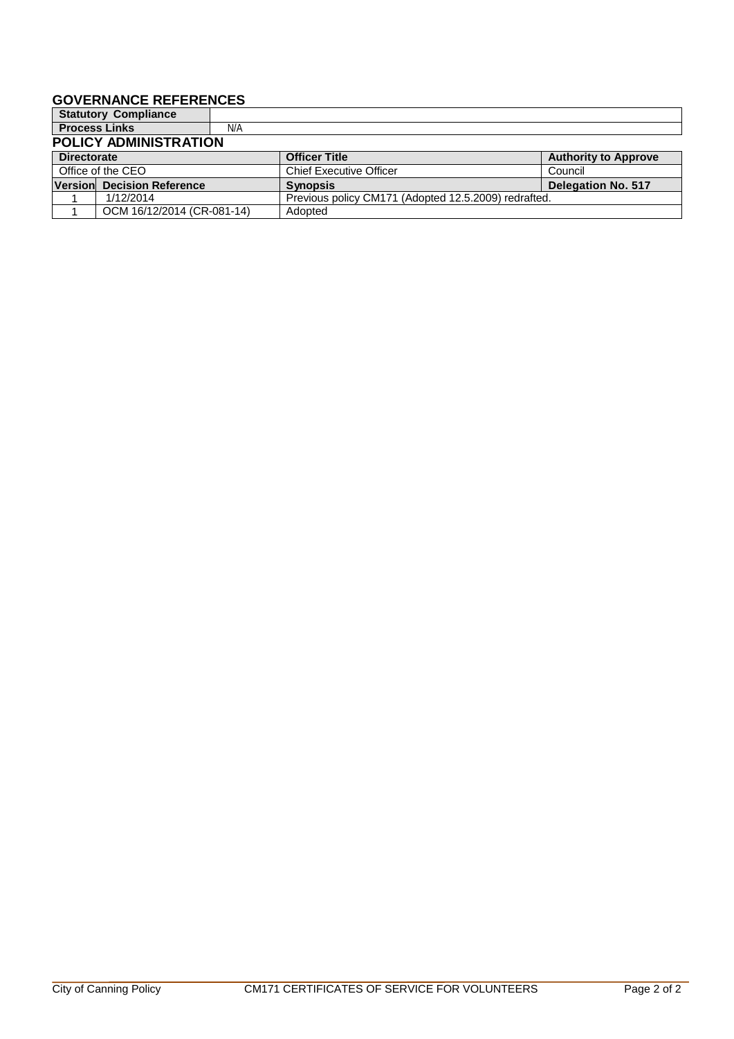## GOVERNANCE REFERENCES

| | |
|---|---|
| **Statutory Compliance** | |
| **Process Links** | N/A |

## POLICY ADMINISTRATION

| **Directorate** | | **Officer Title** | **Authority to Approve** |
|---|---|---|---|
| Office of the CEO | | Chief Executive Officer | Council |
| **Version** | **Decision Reference** | **Synopsis** | **Delegation No. 517** |
| 1 | 1/12/2014 | Previous policy CM171 (Adopted 12.5.2009) redrafted. | |
| 1 | OCM 16/12/2014 (CR-081-14) | Adopted | |